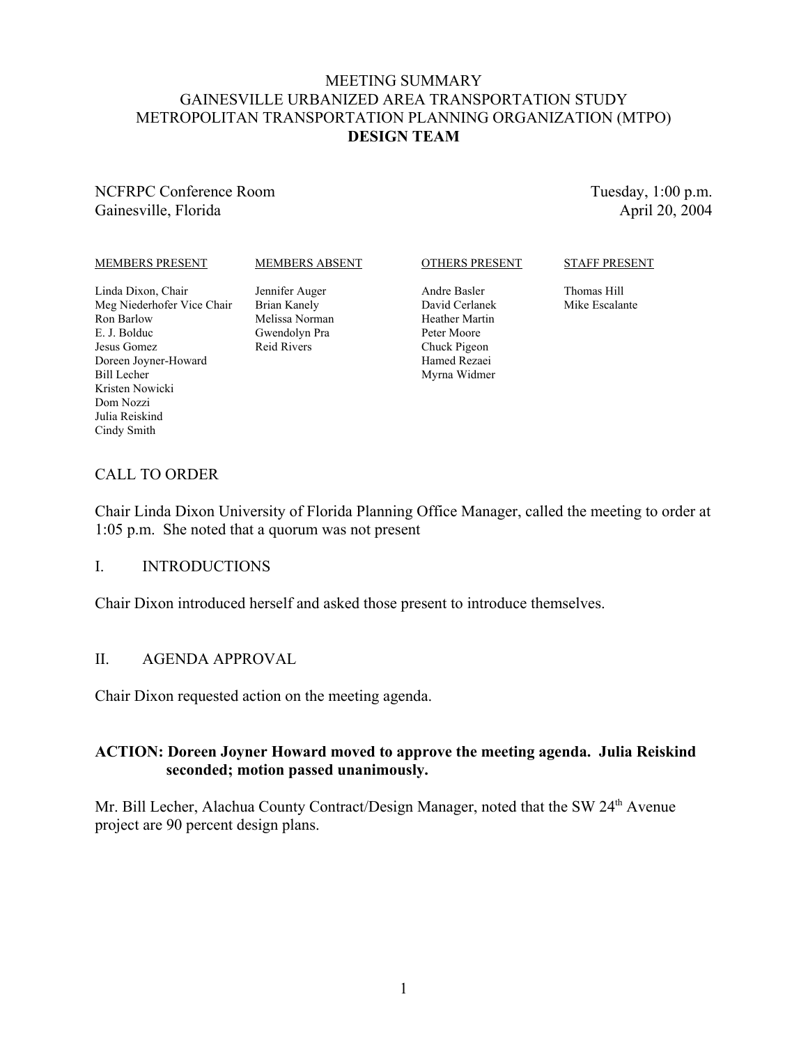# MEETING SUMMARY
# GAINESVILLE URBANIZED AREA TRANSPORTATION STUDY
# METROPOLITAN TRANSPORTATION PLANNING ORGANIZATION (MTPO)
# DESIGN TEAM

NCFRPC Conference Room
Gainesville, Florida

Tuesday, 1:00 p.m.
April 20, 2004

| MEMBERS PRESENT | MEMBERS ABSENT | OTHERS PRESENT | STAFF PRESENT |
|---|---|---|---|
| Linda Dixon, Chair | Jennifer Auger | Andre Basler | Thomas Hill |
| Meg Niederhofer Vice Chair | Brian Kanely | David Cerlanek | Mike Escalante |
| Ron Barlow | Melissa Norman | Heather Martin | |
| E. J. Bolduc | Gwendolyn Pra | Peter Moore | |
| Jesus Gomez | Reid Rivers | Chuck Pigeon | |
| Doreen Joyner-Howard | | Hamed Rezaei | |
| Bill Lecher | | Myrna Widmer | |
| Kristen Nowicki | | | |
| Dom Nozzi | | | |
| Julia Reiskind | | | |
| Cindy Smith | | | |

## CALL TO ORDER

Chair Linda Dixon University of Florida Planning Office Manager, called the meeting to order at 1:05 p.m. She noted that a quorum was not present

## I. INTRODUCTIONS

Chair Dixon introduced herself and asked those present to introduce themselves.

## II. AGENDA APPROVAL

Chair Dixon requested action on the meeting agenda.

**ACTION: Doreen Joyner Howard moved to approve the meeting agenda. Julia Reiskind seconded; motion passed unanimously.**

Mr. Bill Lecher, Alachua County Contract/Design Manager, noted that the SW 24th Avenue project are 90 percent design plans.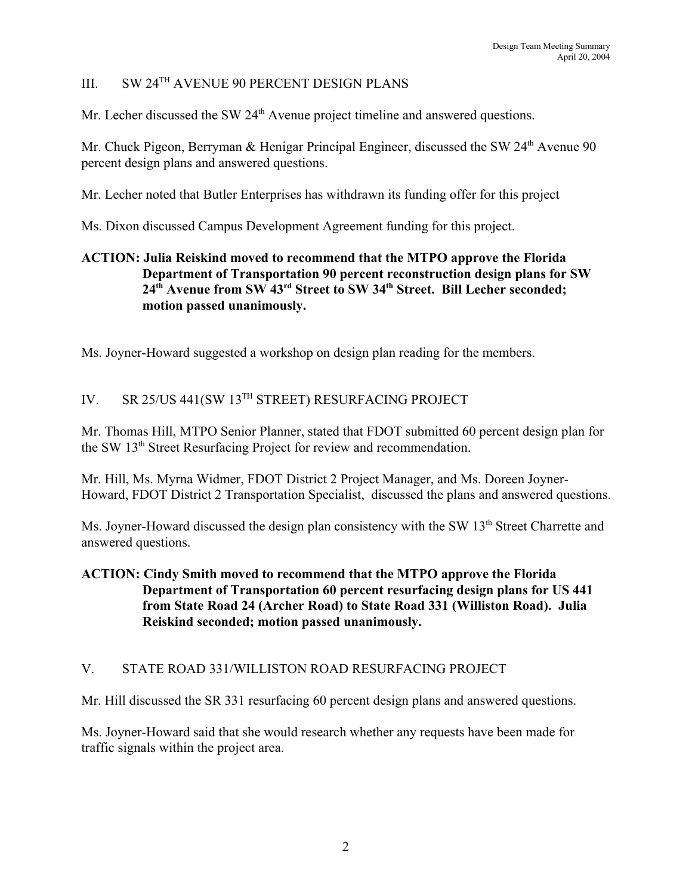## III. SW 24TH AVENUE 90 PERCENT DESIGN PLANS

Mr. Lecher discussed the SW 24th Avenue project timeline and answered questions.

Mr. Chuck Pigeon, Berryman & Henigar Principal Engineer, discussed the SW 24th Avenue 90 percent design plans and answered questions.

Mr. Lecher noted that Butler Enterprises has withdrawn its funding offer for this project

Ms. Dixon discussed Campus Development Agreement funding for this project.

**ACTION: Julia Reiskind moved to recommend that the MTPO approve the Florida Department of Transportation 90 percent reconstruction design plans for SW 24th Avenue from SW 43rd Street to SW 34th Street. Bill Lecher seconded; motion passed unanimously.**

Ms. Joyner-Howard suggested a workshop on design plan reading for the members.

## IV. SR 25/US 441(SW 13TH STREET) RESURFACING PROJECT

Mr. Thomas Hill, MTPO Senior Planner, stated that FDOT submitted 60 percent design plan for the SW 13th Street Resurfacing Project for review and recommendation.

Mr. Hill, Ms. Myrna Widmer, FDOT District 2 Project Manager, and Ms. Doreen Joyner-Howard, FDOT District 2 Transportation Specialist, discussed the plans and answered questions.

Ms. Joyner-Howard discussed the design plan consistency with the SW 13th Street Charrette and answered questions.

**ACTION: Cindy Smith moved to recommend that the MTPO approve the Florida Department of Transportation 60 percent resurfacing design plans for US 441 from State Road 24 (Archer Road) to State Road 331 (Williston Road). Julia Reiskind seconded; motion passed unanimously.**

## V. STATE ROAD 331/WILLISTON ROAD RESURFACING PROJECT

Mr. Hill discussed the SR 331 resurfacing 60 percent design plans and answered questions.

Ms. Joyner-Howard said that she would research whether any requests have been made for traffic signals within the project area.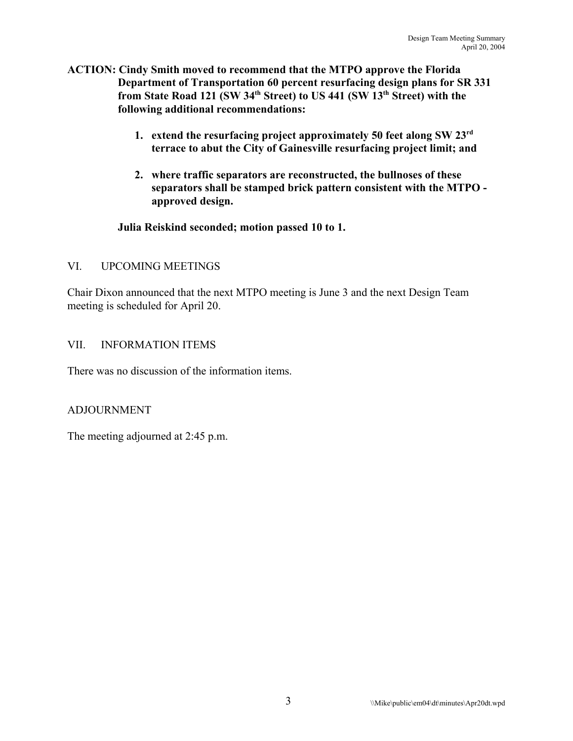**ACTION: Cindy Smith moved to recommend that the MTPO approve the Florida Department of Transportation 60 percent resurfacing design plans for SR 331 from State Road 121 (SW 34th Street) to US 441 (SW 13th Street) with the following additional recommendations:**

1. **extend the resurfacing project approximately 50 feet along SW 23rd terrace to abut the City of Gainesville resurfacing project limit; and**

2. **where traffic separators are reconstructed, the bullnoses of these separators shall be stamped brick pattern consistent with the MTPO - approved design.**

**Julia Reiskind seconded; motion passed 10 to 1.**

## VI. UPCOMING MEETINGS

Chair Dixon announced that the next MTPO meeting is June 3 and the next Design Team meeting is scheduled for April 20.

## VII. INFORMATION ITEMS

There was no discussion of the information items.

## ADJOURNMENT

The meeting adjourned at 2:45 p.m.

\\Mike\public\em04\dt\minutes\Apr20dt.wpd